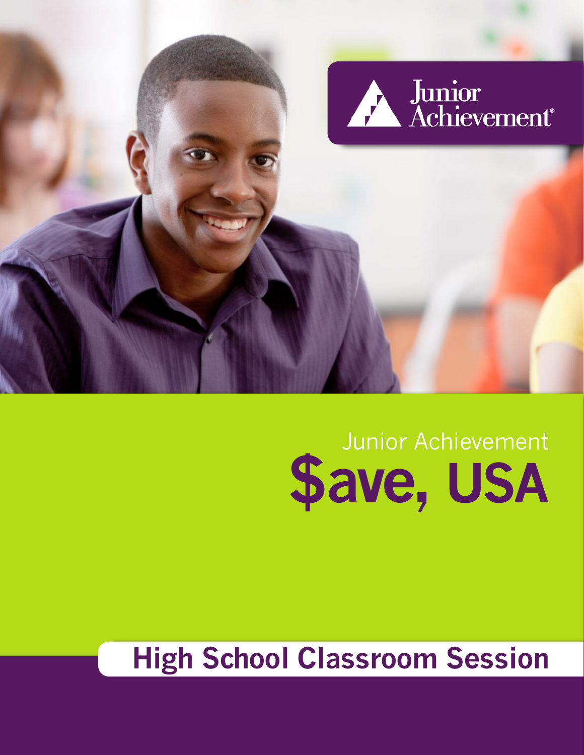Junior Achievement®

Junior Achievement

# $ave, USA

## High School Classroom Session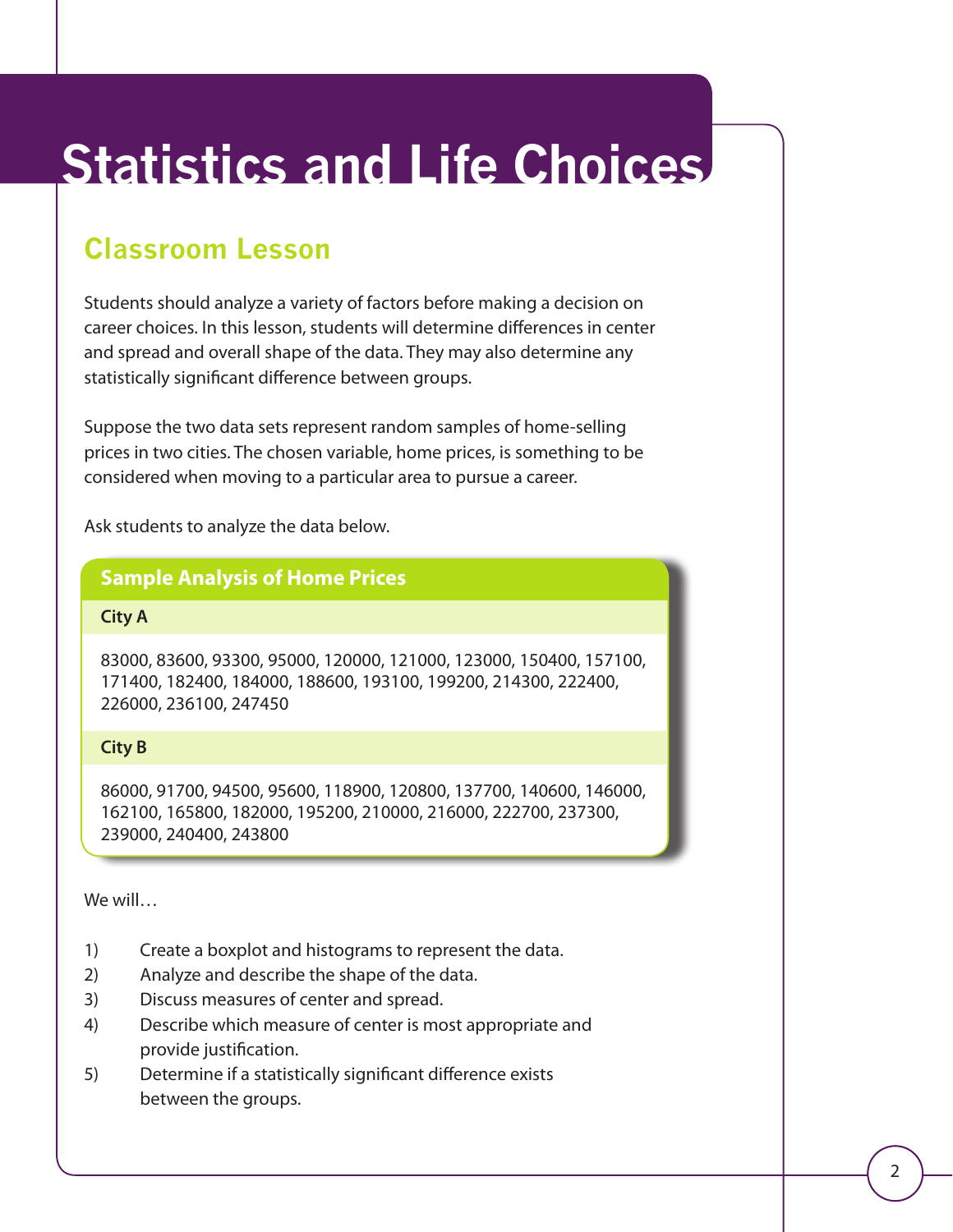# Statistics and Life Choices

## Classroom Lesson

Students should analyze a variety of factors before making a decision on career choices. In this lesson, students will determine differences in center and spread and overall shape of the data. They may also determine any statistically significant difference between groups.

Suppose the two data sets represent random samples of home-selling prices in two cities. The chosen variable, home prices, is something to be considered when moving to a particular area to pursue a career.

Ask students to analyze the data below.

### Sample Analysis of Home Prices

**City A**

83000, 83600, 93300, 95000, 120000, 121000, 123000, 150400, 157100, 171400, 182400, 184000, 188600, 193100, 199200, 214300, 222400, 226000, 236100, 247450

**City B**

86000, 91700, 94500, 95600, 118900, 120800, 137700, 140600, 146000, 162100, 165800, 182000, 195200, 210000, 216000, 222700, 237300, 239000, 240400, 243800

We will…

1) Create a boxplot and histograms to represent the data.
2) Analyze and describe the shape of the data.
3) Discuss measures of center and spread.
4) Describe which measure of center is most appropriate and provide justification.
5) Determine if a statistically significant difference exists between the groups.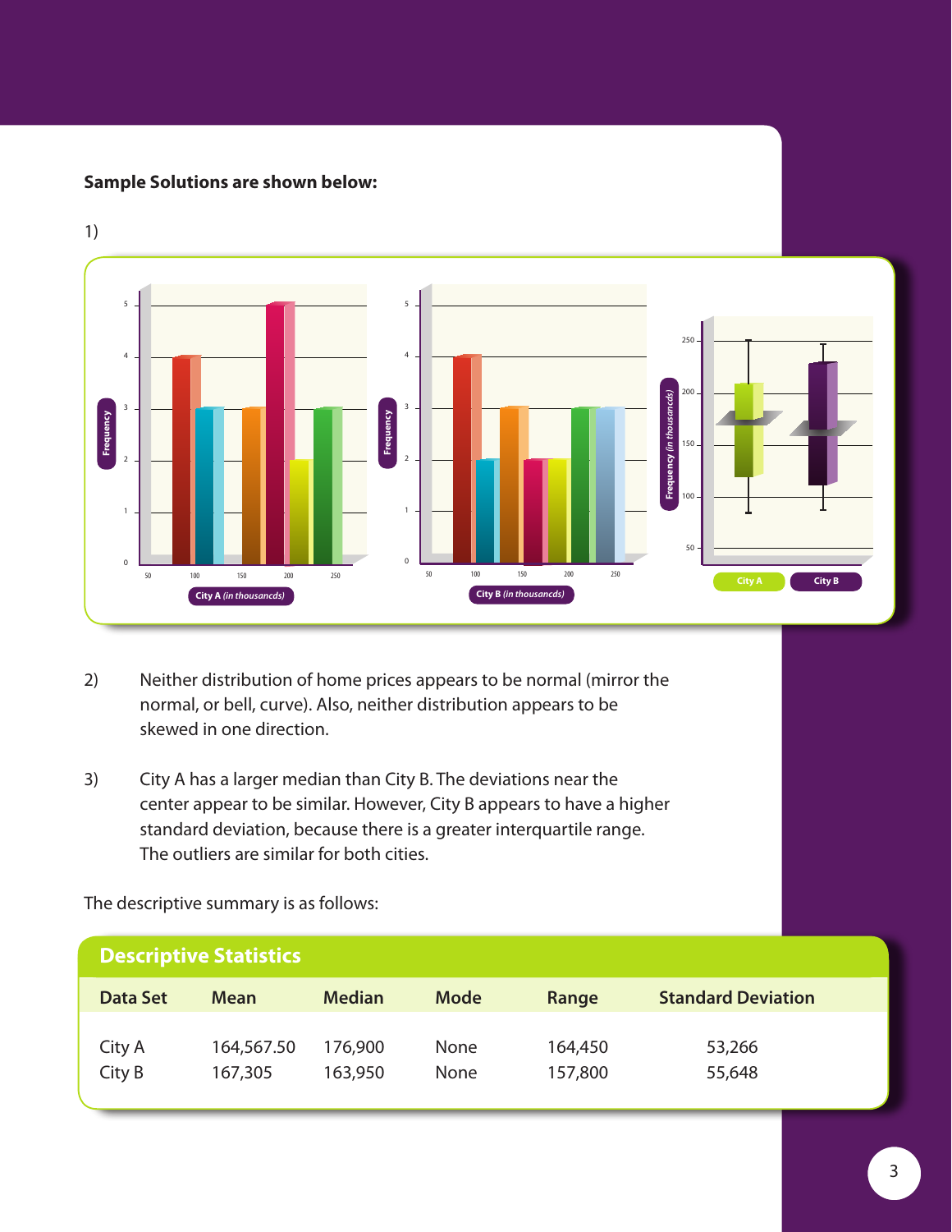**Sample Solutions are shown below:**

1)

2) Neither distribution of home prices appears to be normal (mirror the normal, or bell, curve). Also, neither distribution appears to be skewed in one direction.

3) City A has a larger median than City B. The deviations near the center appear to be similar. However, City B appears to have a higher standard deviation, because there is a greater interquartile range. The outliers are similar for both cities.

The descriptive summary is as follows:

**Descriptive Statistics**

| Data Set | Mean | Median | Mode | Range | Standard Deviation |
|---|---|---|---|---|---|
| City A | 164,567.50 | 176,900 | None | 164,450 | 53,266 |
| City B | 167,305 | 163,950 | None | 157,800 | 55,648 |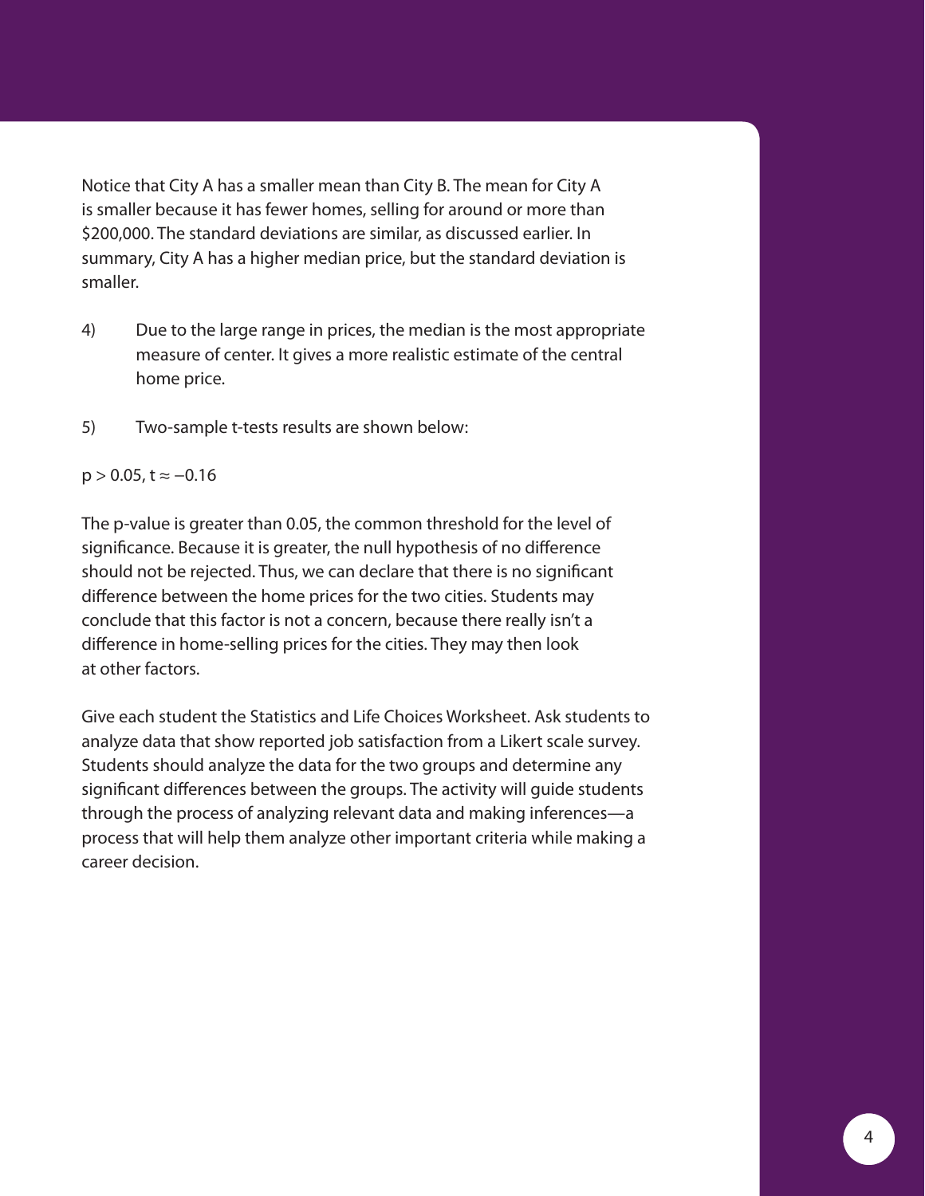Notice that City A has a smaller mean than City B. The mean for City A is smaller because it has fewer homes, selling for around or more than $200,000. The standard deviations are similar, as discussed earlier. In summary, City A has a higher median price, but the standard deviation is smaller.

4) Due to the large range in prices, the median is the most appropriate measure of center. It gives a more realistic estimate of the central home price.

5) Two-sample t-tests results are shown below:

$p > 0.05$, $t \approx -0.16$

The p-value is greater than 0.05, the common threshold for the level of significance. Because it is greater, the null hypothesis of no difference should not be rejected. Thus, we can declare that there is no significant difference between the home prices for the two cities. Students may conclude that this factor is not a concern, because there really isn't a difference in home-selling prices for the cities. They may then look at other factors.

Give each student the Statistics and Life Choices Worksheet. Ask students to analyze data that show reported job satisfaction from a Likert scale survey. Students should analyze the data for the two groups and determine any significant differences between the groups. The activity will guide students through the process of analyzing relevant data and making inferences—a process that will help them analyze other important criteria while making a career decision.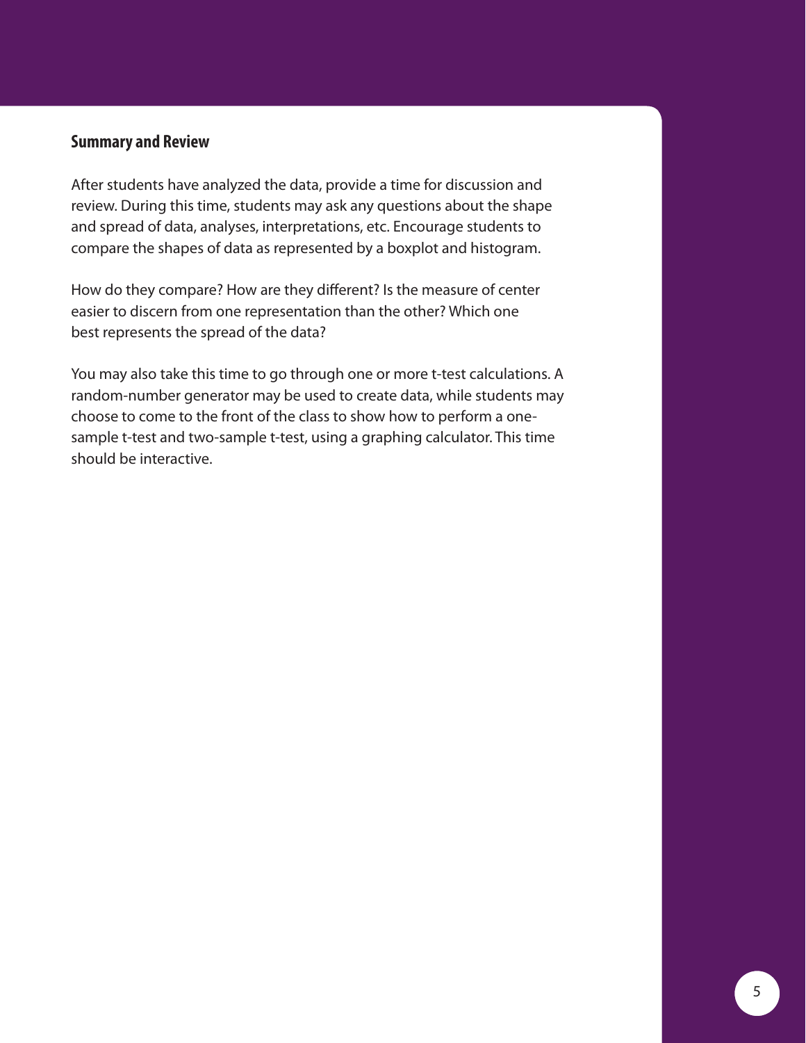### Summary and Review

After students have analyzed the data, provide a time for discussion and review. During this time, students may ask any questions about the shape and spread of data, analyses, interpretations, etc. Encourage students to compare the shapes of data as represented by a boxplot and histogram.

How do they compare? How are they different? Is the measure of center easier to discern from one representation than the other? Which one best represents the spread of the data?

You may also take this time to go through one or more t-test calculations. A random-number generator may be used to create data, while students may choose to come to the front of the class to show how to perform a one-sample t-test and two-sample t-test, using a graphing calculator. This time should be interactive.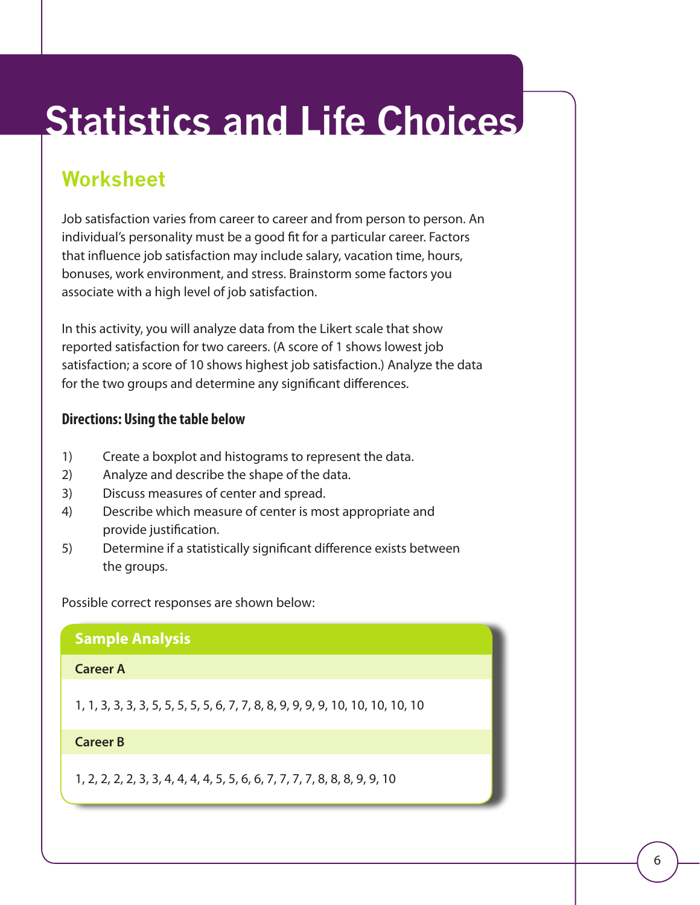# Statistics and Life Choices

## Worksheet

Job satisfaction varies from career to career and from person to person. An individual's personality must be a good fit for a particular career. Factors that influence job satisfaction may include salary, vacation time, hours, bonuses, work environment, and stress. Brainstorm some factors you associate with a high level of job satisfaction.

In this activity, you will analyze data from the Likert scale that show reported satisfaction for two careers. (A score of 1 shows lowest job satisfaction; a score of 10 shows highest job satisfaction.) Analyze the data for the two groups and determine any significant differences.

**Directions: Using the table below**

1) Create a boxplot and histograms to represent the data.
2) Analyze and describe the shape of the data.
3) Discuss measures of center and spread.
4) Describe which measure of center is most appropriate and provide justification.
5) Determine if a statistically significant difference exists between the groups.

Possible correct responses are shown below:

### Sample Analysis

**Career A**

1, 1, 3, 3, 3, 3, 5, 5, 5, 5, 5, 6, 7, 7, 8, 8, 9, 9, 9, 9, 10, 10, 10, 10, 10

**Career B**

1, 2, 2, 2, 2, 3, 3, 4, 4, 4, 4, 5, 5, 6, 6, 7, 7, 7, 7, 8, 8, 8, 9, 9, 10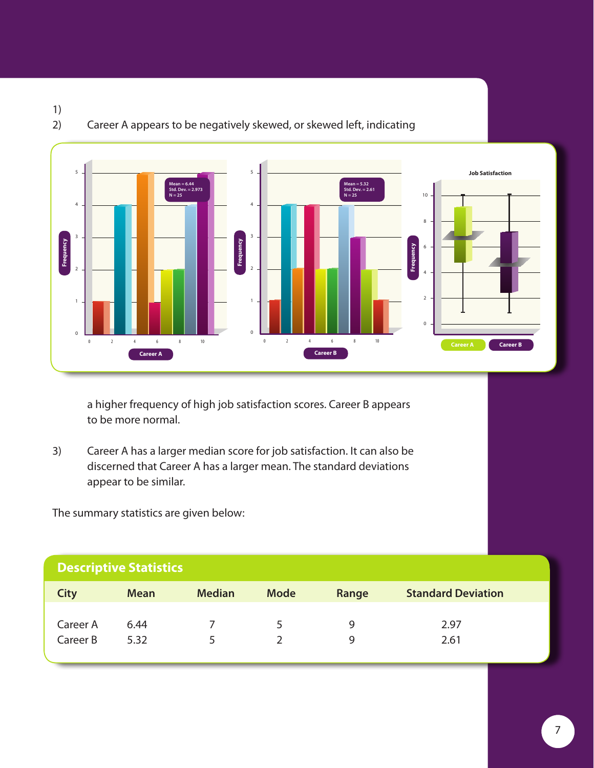1)

2) Career A appears to be negatively skewed, or skewed left, indicating a higher frequency of high job satisfaction scores. Career B appears to be more normal.

3) Career A has a larger median score for job satisfaction. It can also be discerned that Career A has a larger mean. The standard deviations appear to be similar.

The summary statistics are given below:

**Descriptive Statistics**

| City | Mean | Median | Mode | Range | Standard Deviation |
|---|---|---|---|---|---|
| Career A | 6.44 | 7 | 5 | 9 | 2.97 |
| Career B | 5.32 | 5 | 2 | 9 | 2.61 |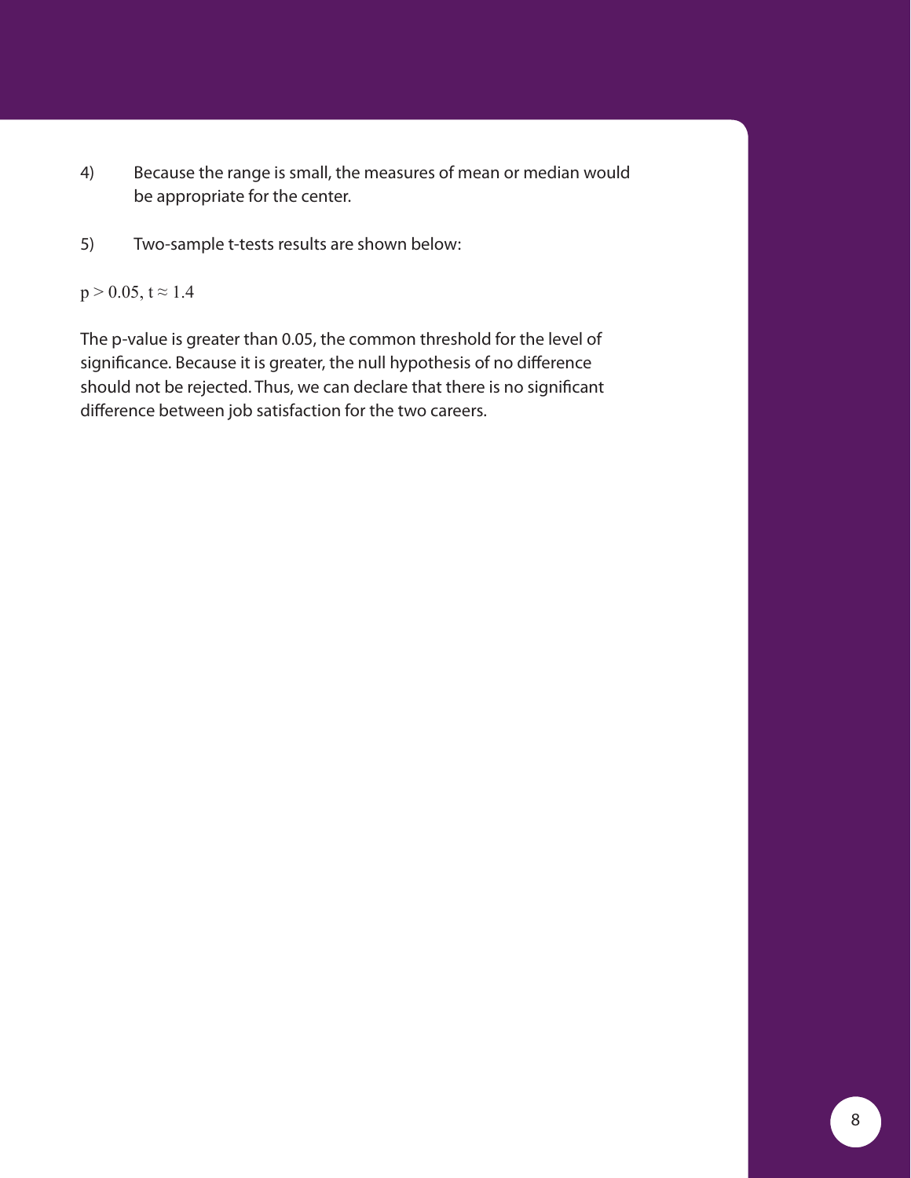4) Because the range is small, the measures of mean or median would be appropriate for the center.

5) Two-sample t-tests results are shown below:

$p > 0.05$, $t \approx 1.4$

The p-value is greater than 0.05, the common threshold for the level of significance. Because it is greater, the null hypothesis of no difference should not be rejected. Thus, we can declare that there is no significant difference between job satisfaction for the two careers.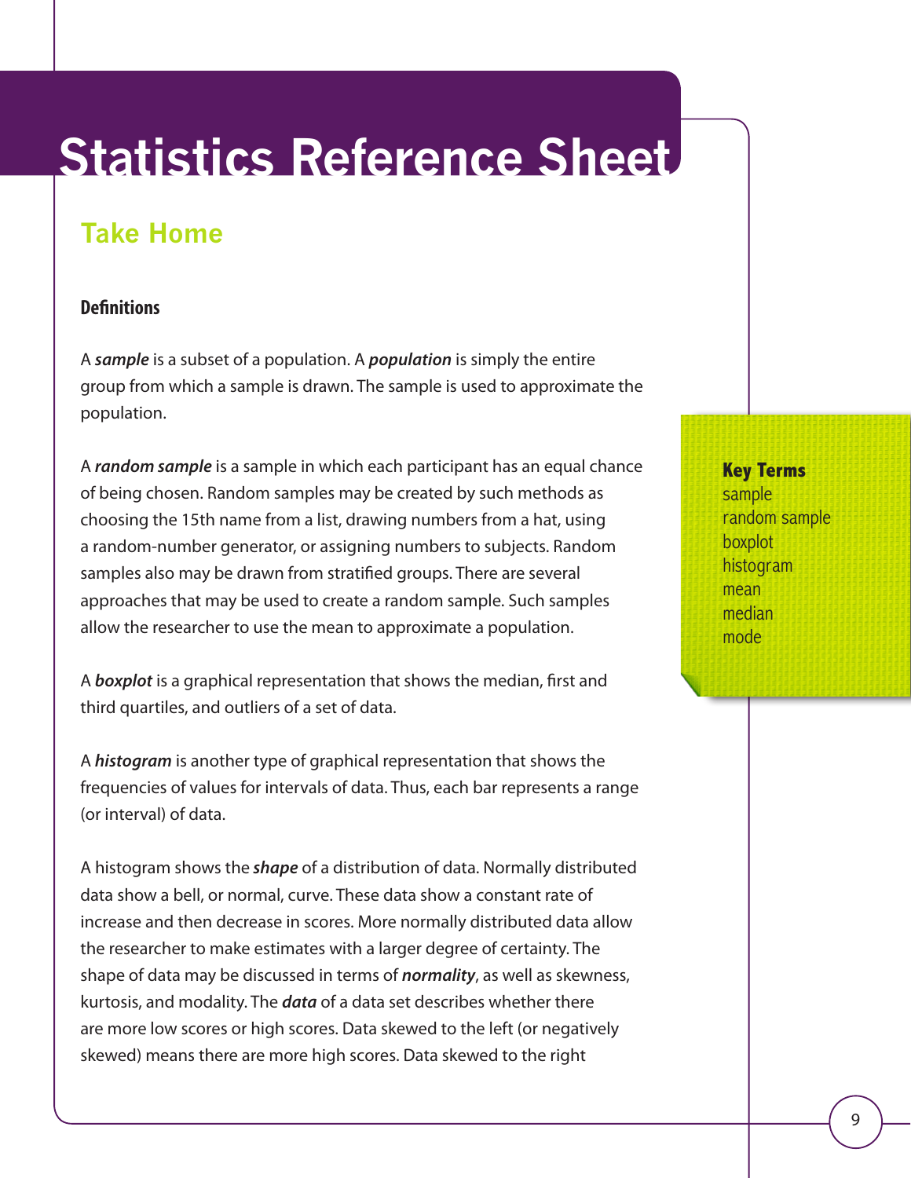# Statistics Reference Sheet

## Take Home

### Definitions

A ***sample*** is a subset of a population. A ***population*** is simply the entire group from which a sample is drawn. The sample is used to approximate the population.

A ***random sample*** is a sample in which each participant has an equal chance of being chosen. Random samples may be created by such methods as choosing the 15th name from a list, drawing numbers from a hat, using a random-number generator, or assigning numbers to subjects. Random samples also may be drawn from stratified groups. There are several approaches that may be used to create a random sample. Such samples allow the researcher to use the mean to approximate a population.

A ***boxplot*** is a graphical representation that shows the median, first and third quartiles, and outliers of a set of data.

A ***histogram*** is another type of graphical representation that shows the frequencies of values for intervals of data. Thus, each bar represents a range (or interval) of data.

A histogram shows the ***shape*** of a distribution of data. Normally distributed data show a bell, or normal, curve. These data show a constant rate of increase and then decrease in scores. More normally distributed data allow the researcher to make estimates with a larger degree of certainty. The shape of data may be discussed in terms of ***normality***, as well as skewness, kurtosis, and modality. The ***data*** of a data set describes whether there are more low scores or high scores. Data skewed to the left (or negatively skewed) means there are more high scores. Data skewed to the right

**Key Terms**
sample
random sample
boxplot
histogram
mean
median
mode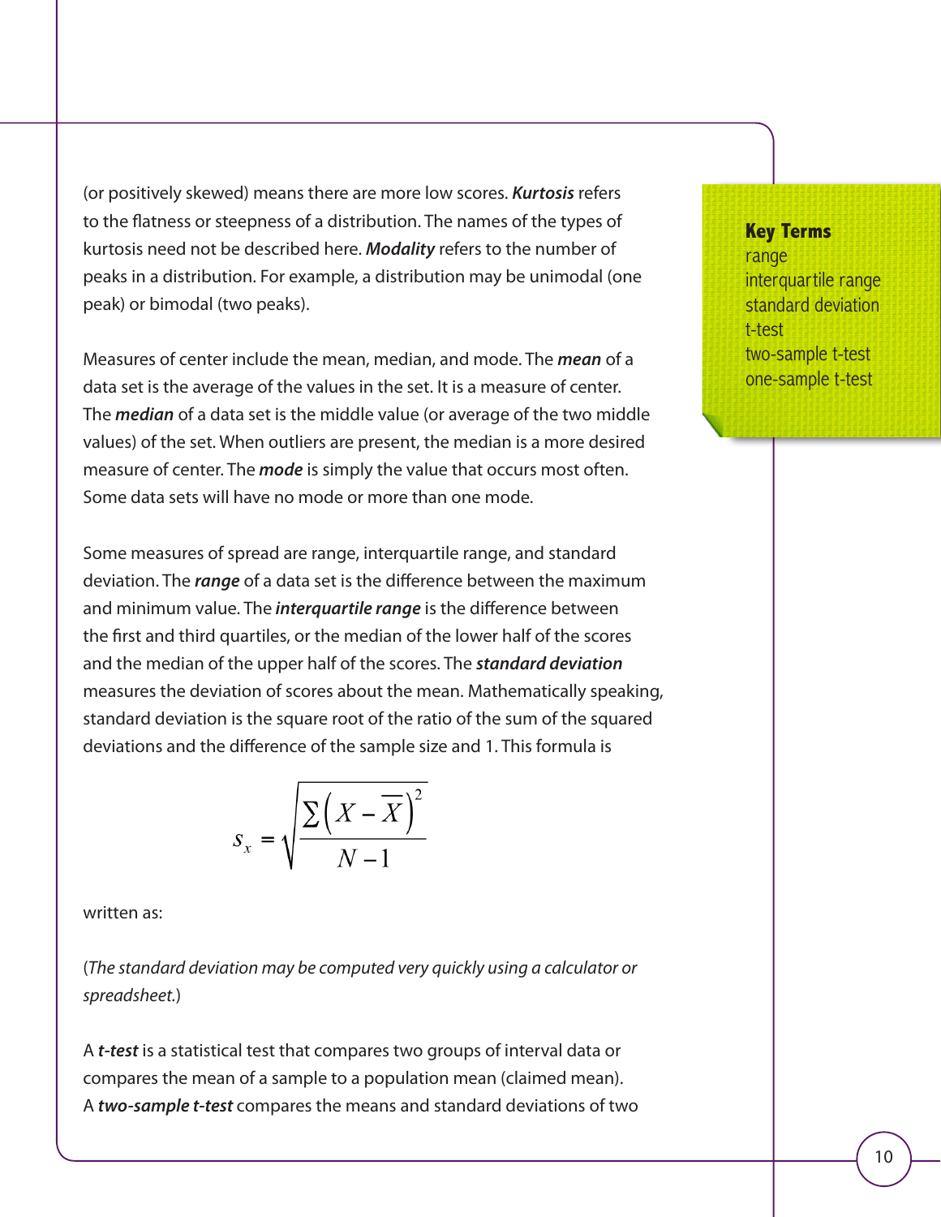(or positively skewed) means there are more low scores. ***Kurtosis*** refers to the flatness or steepness of a distribution. The names of the types of kurtosis need not be described here. ***Modality*** refers to the number of peaks in a distribution. For example, a distribution may be unimodal (one peak) or bimodal (two peaks).

**Key Terms**
range
interquartile range
standard deviation
t-test
two-sample t-test
one-sample t-test

Measures of center include the mean, median, and mode. The ***mean*** of a data set is the average of the values in the set. It is a measure of center. The ***median*** of a data set is the middle value (or average of the two middle values) of the set. When outliers are present, the median is a more desired measure of center. The ***mode*** is simply the value that occurs most often. Some data sets will have no mode or more than one mode.

Some measures of spread are range, interquartile range, and standard deviation. The ***range*** of a data set is the difference between the maximum and minimum value. The ***interquartile range*** is the difference between the first and third quartiles, or the median of the lower half of the scores and the median of the upper half of the scores. The ***standard deviation*** measures the deviation of scores about the mean. Mathematically speaking, standard deviation is the square root of the ratio of the sum of the squared deviations and the difference of the sample size and 1. This formula is

$$s_x = \sqrt{\frac{\sum\left(X - \overline{X}\right)^2}{N - 1}}$$

written as:

(*The standard deviation may be computed very quickly using a calculator or spreadsheet.*)

A ***t-test*** is a statistical test that compares two groups of interval data or compares the mean of a sample to a population mean (claimed mean). A ***two-sample t-test*** compares the means and standard deviations of two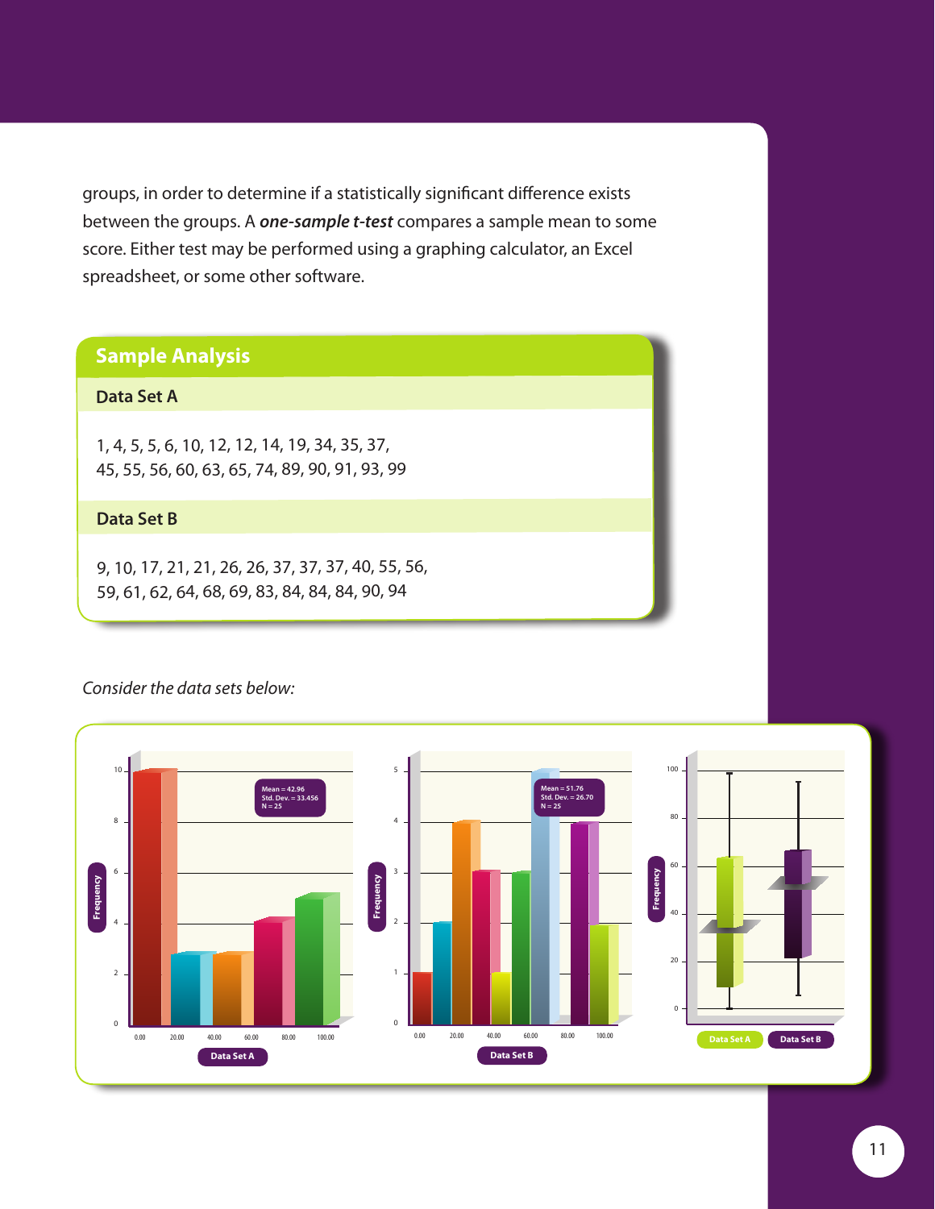groups, in order to determine if a statistically significant difference exists between the groups. A ***one-sample t-test*** compares a sample mean to some score. Either test may be performed using a graphing calculator, an Excel spreadsheet, or some other software.

## Sample Analysis

### Data Set A

1, 4, 5, 5, 6, 10, 12, 12, 14, 19, 34, 35, 37,
45, 55, 56, 60, 63, 65, 74, 89, 90, 91, 93, 99

### Data Set B

9, 10, 17, 21, 21, 26, 26, 37, 37, 37, 40, 55, 56,
59, 61, 62, 64, 68, 69, 83, 84, 84, 84, 90, 94

*Consider the data sets below:*

Data Set A: Mean = 42.96, Std. Dev. = 33.456, N = 25

Data Set B: Mean = 51.76, Std. Dev. = 26.70, N = 25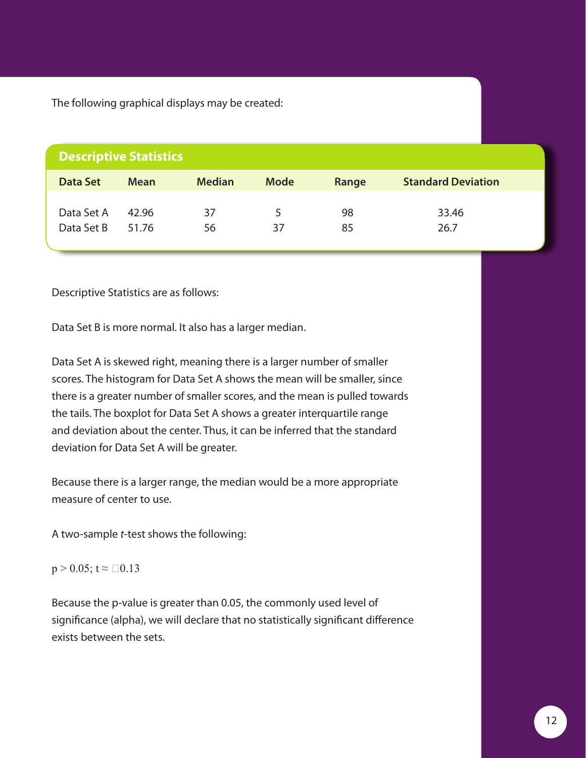The following graphical displays may be created:

### Descriptive Statistics

| Data Set | Mean | Median | Mode | Range | Standard Deviation |
|---|---|---|---|---|---|
| Data Set A | 42.96 | 37 | 5 | 98 | 33.46 |
| Data Set B | 51.76 | 56 | 37 | 85 | 26.7 |

Descriptive Statistics are as follows:

Data Set B is more normal. It also has a larger median.

Data Set A is skewed right, meaning there is a larger number of smaller scores. The histogram for Data Set A shows the mean will be smaller, since there is a greater number of smaller scores, and the mean is pulled towards the tails. The boxplot for Data Set A shows a greater interquartile range and deviation about the center. Thus, it can be inferred that the standard deviation for Data Set A will be greater.

Because there is a larger range, the median would be a more appropriate measure of center to use.

A two-sample *t*-test shows the following:

$p > 0.05$; $t \approx$ □0.13

Because the p-value is greater than 0.05, the commonly used level of significance (alpha), we will declare that no statistically significant difference exists between the sets.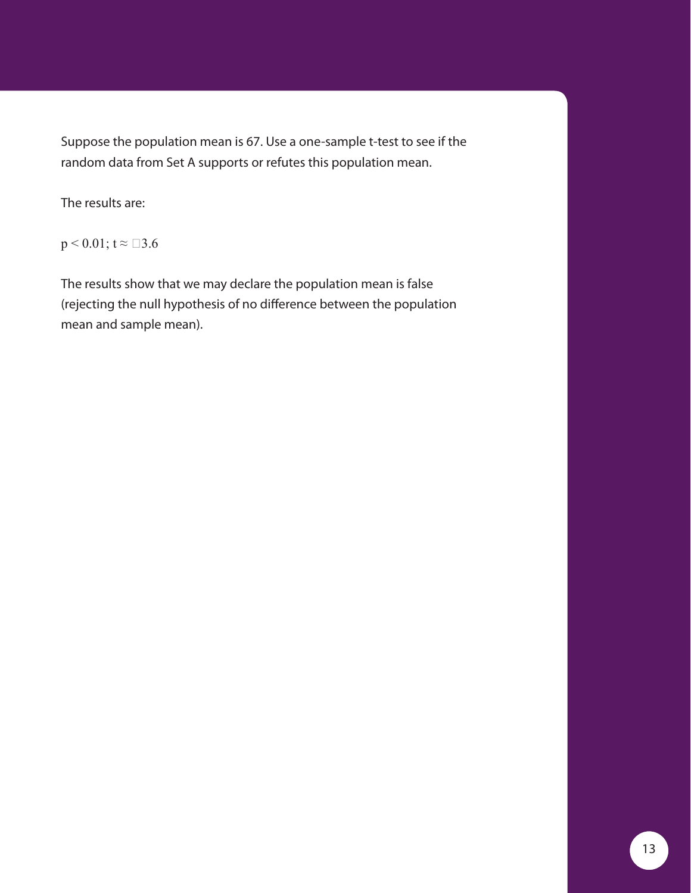Suppose the population mean is 67. Use a one-sample t-test to see if the random data from Set A supports or refutes this population mean.

The results are:

$p < 0.01$; $t \approx -3.6$

The results show that we may declare the population mean is false (rejecting the null hypothesis of no difference between the population mean and sample mean).